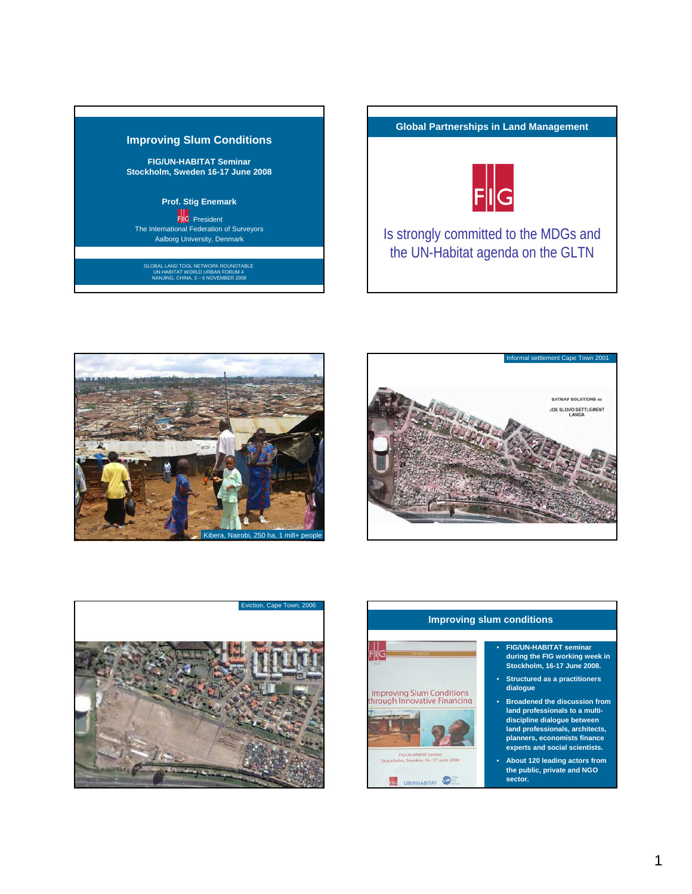## Improving Slum Conditions

**FIG/UN-HABITAT Seminar**
**Stockholm, Sweden 16-17 June 2008**

**Prof. Stig Enemark**

FIG President
The International Federation of Surveyors
Aalborg University, Denmark

GLOBAL LAND TOOL NETWORK ROUNDTABLE
UN-HABITAT WORLD URBAN FORUM 4
NANJING, CHINA, 3 – 6 NOVEMBER 2008

## Global Partnerships in Land Management

FIG

Is strongly committed to the MDGs and the UN-Habitat agenda on the GLTN

Kibera, Nairobi, 250 ha, 1 mill+ people

Informal settlement Cape Town 2001

SATMAP SOLUTIONS cc
JOE SLOVO SETTLEMENT
LANGA

Eviction, Cape Town, 2006

## Improving slum conditions

Improving Slum Conditions through Innovative Financing
FIG/UN-HABITAT Seminar
Stockholm, Sweden, 16–17 June 2008

- **FIG/UN-HABITAT seminar during the FIG working week in Stockholm, 16-17 June 2008.**
- **Structured as a practitioners dialogue**
- **Broadened the discussion from land professionals to a multi-discipline dialogue between land professionals, architects, planners, economists finance experts and social scientists.**
- **About 120 leading actors from the public, private and NGO sector.**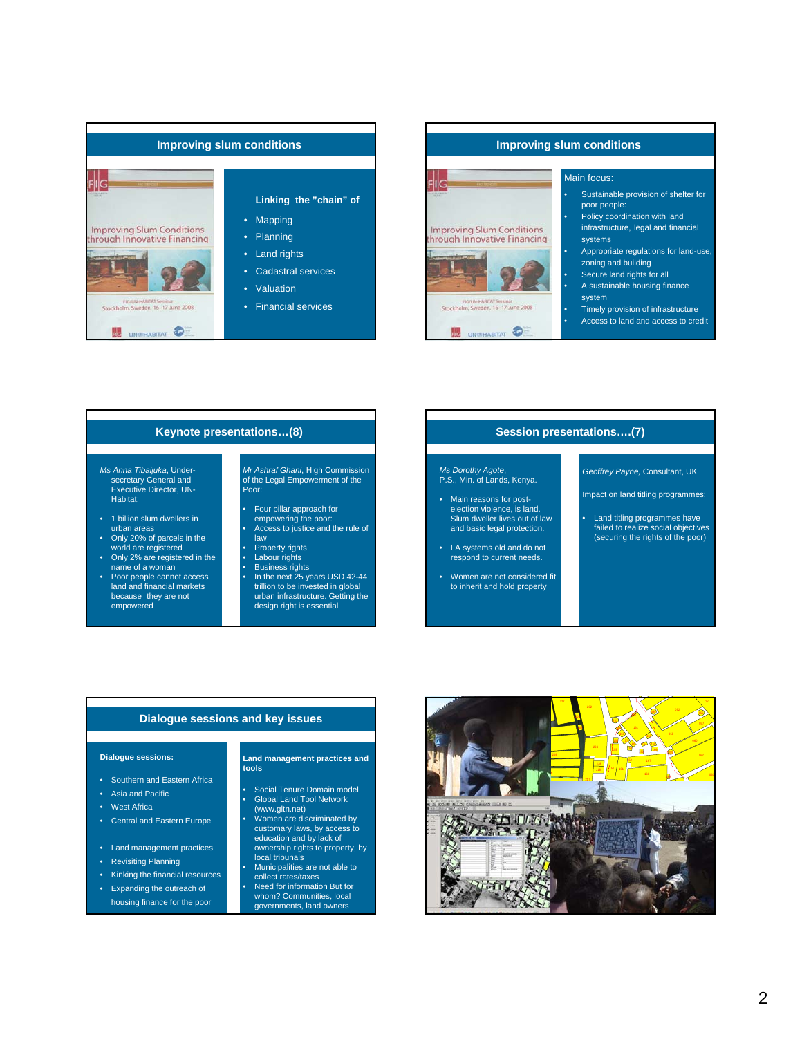## Improving slum conditions

**Linking the "chain" of**

- Mapping
- Planning
- Land rights
- Cadastral services
- Valuation
- Financial services

## Improving slum conditions

Main focus:

- Sustainable provision of shelter for poor people:
- Policy coordination with land infrastructure, legal and financial systems
- Appropriate regulations for land-use, zoning and building
- Secure land rights for all
- A sustainable housing finance system
- Timely provision of infrastructure
- Access to land and access to credit

## Keynote presentations…(8)

*Ms Anna Tibaijuka*, Under-secretary General and Executive Director, UN-Habitat:

- 1 billion slum dwellers in urban areas
- Only 20% of parcels in the world are registered
- Only 2% are registered in the name of a woman
- Poor people cannot access land and financial markets because they are not empowered

*Mr Ashraf Ghani*, High Commission of the Legal Empowerment of the Poor:

- Four pillar approach for empowering the poor:
- Access to justice and the rule of law
- Property rights
- Labour rights
- Business rights
- In the next 25 years USD 42-44 trillion to be invested in global urban infrastructure. Getting the design right is essential

## Session presentations….(7)

*Ms Dorothy Agote*, P.S., Min. of Lands, Kenya.

- Main reasons for post-election violence, is land. Slum dweller lives out of law and basic legal protection.
- LA systems old and do not respond to current needs.
- Women are not considered fit to inherit and hold property

*Geoffrey Payne*, Consultant, UK

Impact on land titling programmes:

- Land titling programmes have failed to realize social objectives (securing the rights of the poor)

## Dialogue sessions and key issues

**Dialogue sessions:**

- Southern and Eastern Africa
- Asia and Pacific
- West Africa
- Central and Eastern Europe
- Land management practices
- Revisiting Planning
- Kinking the financial resources
- Expanding the outreach of housing finance for the poor

**Land management practices and tools**

- Social Tenure Domain model
- Global Land Tool Network (www.gltn.net)
- Women are discriminated by customary laws, by access to education and by lack of ownership rights to property, by local tribunals
- Municipalities are not able to collect rates/taxes
- Need for information But for whom? Communities, local governments, land owners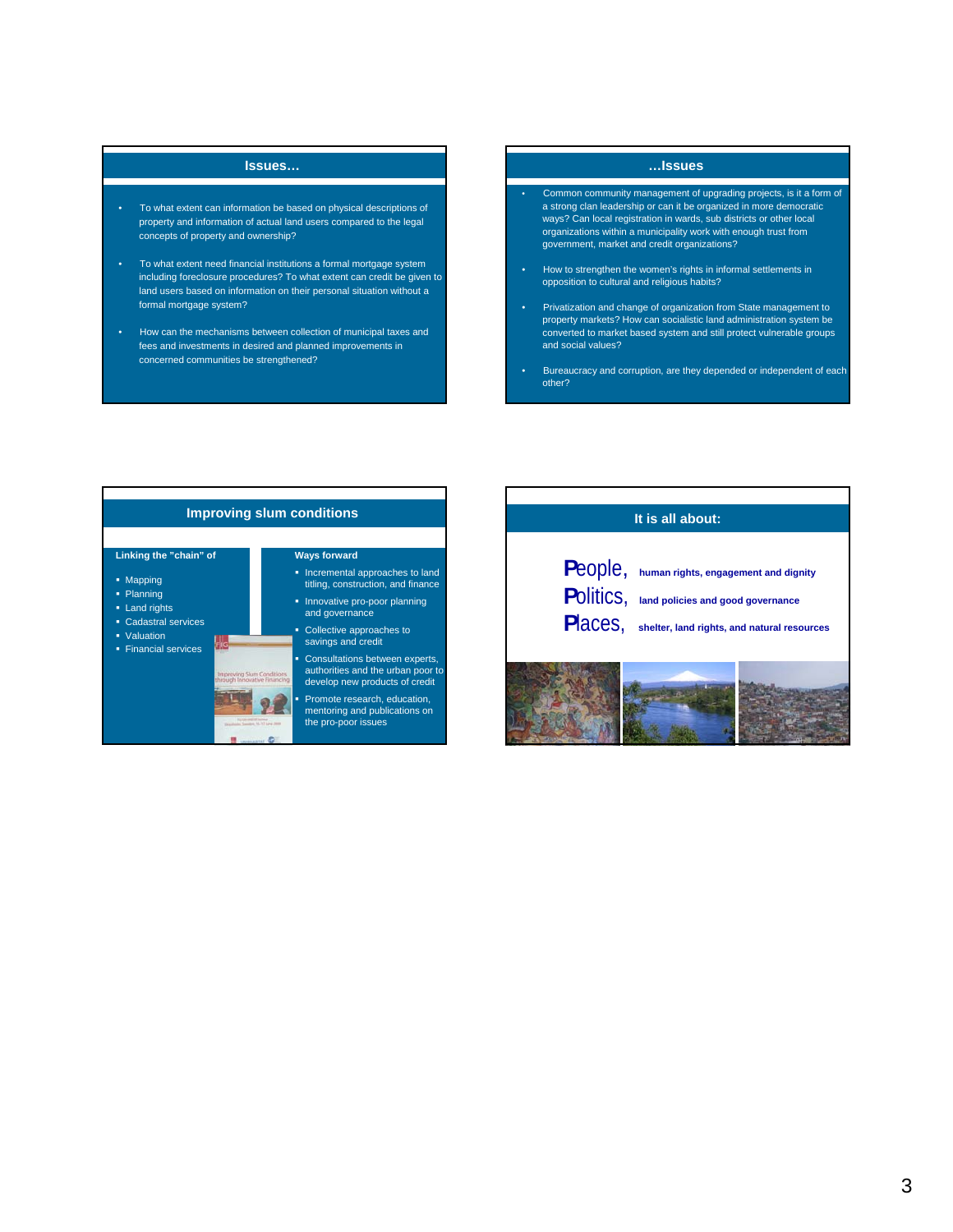## Issues…

- To what extent can information be based on physical descriptions of property and information of actual land users compared to the legal concepts of property and ownership?
- To what extent need financial institutions a formal mortgage system including foreclosure procedures? To what extent can credit be given to land users based on information on their personal situation without a formal mortgage system?
- How can the mechanisms between collection of municipal taxes and fees and investments in desired and planned improvements in concerned communities be strengthened?

## …Issues

- Common community management of upgrading projects, is it a form of a strong clan leadership or can it be organized in more democratic ways? Can local registration in wards, sub districts or other local organizations within a municipality work with enough trust from government, market and credit organizations?
- How to strengthen the women's rights in informal settlements in opposition to cultural and religious habits?
- Privatization and change of organization from State management to property markets? How can socialistic land administration system be converted to market based system and still protect vulnerable groups and social values?
- Bureaucracy and corruption, are they depended or independent of each other?

## Improving slum conditions

**Linking the "chain" of**

- Mapping
- Planning
- Land rights
- Cadastral services
- Valuation
- Financial services

**Ways forward**

- Incremental approaches to land titling, construction, and finance
- Innovative pro-poor planning and governance
- Collective approaches to savings and credit
- Consultations between experts, authorities and the urban poor to develop new products of credit
- Promote research, education, mentoring and publications on the pro-poor issues

## It is all about:

**People,** human rights, engagement and dignity

**Politics,** land policies and good governance

**Places,** shelter, land rights, and natural resources